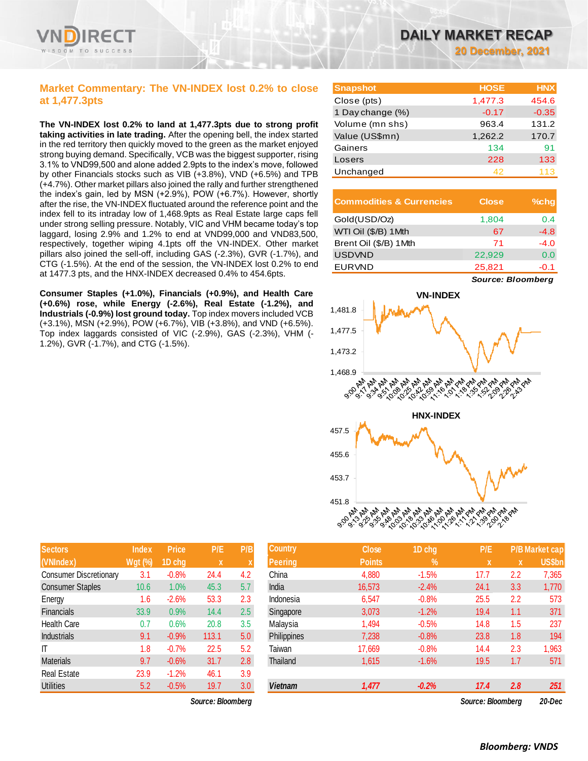# DAILY MARKET RECAP

**20 December, 2021**

## Market Commentary: The VN-INDEX lost 0.2% to close at 1,477.3pts

**The VN-INDEX lost 0.2% to land at 1,477.3pts due to strong profit taking activities in late trading.** After the opening bell, the index started in the red territory then quickly moved to the green as the market enjoyed strong buying demand. Specifically, VCB was the biggest supporter, rising 3.1% to VND99,500 and alone added 2.9pts to the index's move, followed by other Financials stocks such as VIB (+3.8%), VND (+6.5%) and TPB (+4.7%). Other market pillars also joined the rally and further strengthened the index's gain, led by MSN (+2.9%), POW (+6.7%). However, shortly after the rise, the VN-INDEX fluctuated around the reference point and the index fell to its intraday low of 1,468.9pts as Real Estate large caps fell under strong selling pressure. Notably, VIC and VHM became today's top laggard, losing 2.9% and 1.2% to end at VND99,000 and VND83,500, respectively, together wiping 4.1pts off the VN-INDEX. Other market pillars also joined the sell-off, including GAS (-2.3%), GVR (-1.7%), and CTG (-1.5%). At the end of the session, the VN-INDEX lost 0.2% to end at 1477.3 pts, and the HNX-INDEX decreased 0.4% to 454.6pts.

**Consumer Staples (+1.0%), Financials (+0.9%), and Health Care (+0.6%) rose, while Energy (-2.6%), Real Estate (-1.2%), and Industrials (-0.9%) lost ground today.** Top index movers included VCB (+3.1%), MSN (+2.9%), POW (+6.7%), VIB (+3.8%), and VND (+6.5%). Top index laggards consisted of VIC (-2.9%), GAS (-2.3%), VHM (-1.2%), GVR (-1.7%), and CTG (-1.5%).

| Snapshot | HOSE | HNX |
|---|---|---|
| Close (pts) | 1,477.3 | 454.6 |
| 1 Day change (%) | -0.17 | -0.35 |
| Volume (mn shs) | 963.4 | 131.2 |
| Value (US$mn) | 1,262.2 | 170.7 |
| Gainers | 134 | 91 |
| Losers | 228 | 133 |
| Unchanged | 42 | 113 |

| Commodities & Currencies | Close | %chg |
|---|---|---|
| Gold(USD/Oz) | 1,804 | 0.4 |
| WTI Oil ($/B) 1Mth | 67 | -4.8 |
| Brent Oil ($/B) 1Mth | 71 | -4.0 |
| USDVND | 22,929 | 0.0 |
| EURVND | 25,821 | -0.1 |

*Source: Bloomberg*

| Sectors (VNIndex) | Index Wgt (%) | Price 1D chg | P/E x | P/B x |
|---|---|---|---|---|
| Consumer Discretionary | 3.1 | -0.8% | 24.4 | 4.2 |
| Consumer Staples | 10.6 | 1.0% | 45.3 | 5.7 |
| Energy | 1.6 | -2.6% | 53.3 | 2.3 |
| Financials | 33.9 | 0.9% | 14.4 | 2.5 |
| Health Care | 0.7 | 0.6% | 20.8 | 3.5 |
| Industrials | 9.1 | -0.9% | 113.1 | 5.0 |
| IT | 1.8 | -0.7% | 22.5 | 5.2 |
| Materials | 9.7 | -0.6% | 31.7 | 2.8 |
| Real Estate | 23.9 | -1.2% | 46.1 | 3.9 |
| Utilities | 5.2 | -0.5% | 19.7 | 3.0 |

*Source: Bloomberg*

| Country Peering | Close Points | 1D chg % | P/E x | P/B x | Market cap US$bn |
|---|---|---|---|---|---|
| China | 4,880 | -1.5% | 17.7 | 2.2 | 7,365 |
| India | 16,573 | -2.4% | 24.1 | 3.3 | 1,770 |
| Indonesia | 6,547 | -0.8% | 25.5 | 2.2 | 573 |
| Singapore | 3,073 | -1.2% | 19.4 | 1.1 | 371 |
| Malaysia | 1,494 | -0.5% | 14.8 | 1.5 | 237 |
| Philippines | 7,238 | -0.8% | 23.8 | 1.8 | 194 |
| Taiwan | 17,669 | -0.8% | 14.4 | 2.3 | 1,963 |
| Thailand | 1,615 | -1.6% | 19.5 | 1.7 | 571 |
| ***Vietnam*** | ***1,477*** | ***-0.2%*** | ***17.4*** | ***2.8*** | ***251*** |

*Source: Bloomberg* *20-Dec*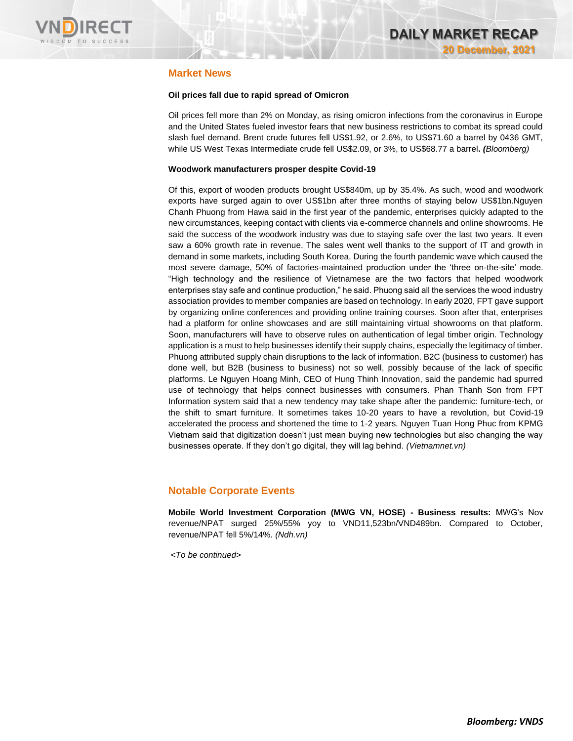## Market News

**Oil prices fall due to rapid spread of Omicron**

Oil prices fell more than 2% on Monday, as rising omicron infections from the coronavirus in Europe and the United States fueled investor fears that new business restrictions to combat its spread could slash fuel demand. Brent crude futures fell US$1.92, or 2.6%, to US$71.60 a barrel by 0436 GMT, while US West Texas Intermediate crude fell US$2.09, or 3%, to US$68.77 a barrel**.** ***(****Bloomberg)*

**Woodwork manufacturers prosper despite Covid-19**

Of this, export of wooden products brought US$840m, up by 35.4%. As such, wood and woodwork exports have surged again to over US$1bn after three months of staying below US$1bn.Nguyen Chanh Phuong from Hawa said in the first year of the pandemic, enterprises quickly adapted to the new circumstances, keeping contact with clients via e-commerce channels and online showrooms. He said the success of the woodwork industry was due to staying safe over the last two years. It even saw a 60% growth rate in revenue. The sales went well thanks to the support of IT and growth in demand in some markets, including South Korea. During the fourth pandemic wave which caused the most severe damage, 50% of factories-maintained production under the 'three on-the-site' mode. "High technology and the resilience of Vietnamese are the two factors that helped woodwork enterprises stay safe and continue production," he said. Phuong said all the services the wood industry association provides to member companies are based on technology. In early 2020, FPT gave support by organizing online conferences and providing online training courses. Soon after that, enterprises had a platform for online showcases and are still maintaining virtual showrooms on that platform. Soon, manufacturers will have to observe rules on authentication of legal timber origin. Technology application is a must to help businesses identify their supply chains, especially the legitimacy of timber. Phuong attributed supply chain disruptions to the lack of information. B2C (business to customer) has done well, but B2B (business to business) not so well, possibly because of the lack of specific platforms. Le Nguyen Hoang Minh, CEO of Hung Thinh Innovation, said the pandemic had spurred use of technology that helps connect businesses with consumers. Phan Thanh Son from FPT Information system said that a new tendency may take shape after the pandemic: furniture-tech, or the shift to smart furniture. It sometimes takes 10-20 years to have a revolution, but Covid-19 accelerated the process and shortened the time to 1-2 years. Nguyen Tuan Hong Phuc from KPMG Vietnam said that digitization doesn't just mean buying new technologies but also changing the way businesses operate. If they don't go digital, they will lag behind. *(Vietnamnet.vn)*

## Notable Corporate Events

**Mobile World Investment Corporation (MWG VN, HOSE) - Business results:** MWG's Nov revenue/NPAT surged 25%/55% yoy to VND11,523bn/VND489bn. Compared to October, revenue/NPAT fell 5%/14%. *(Ndh.vn)*

*<To be continued>*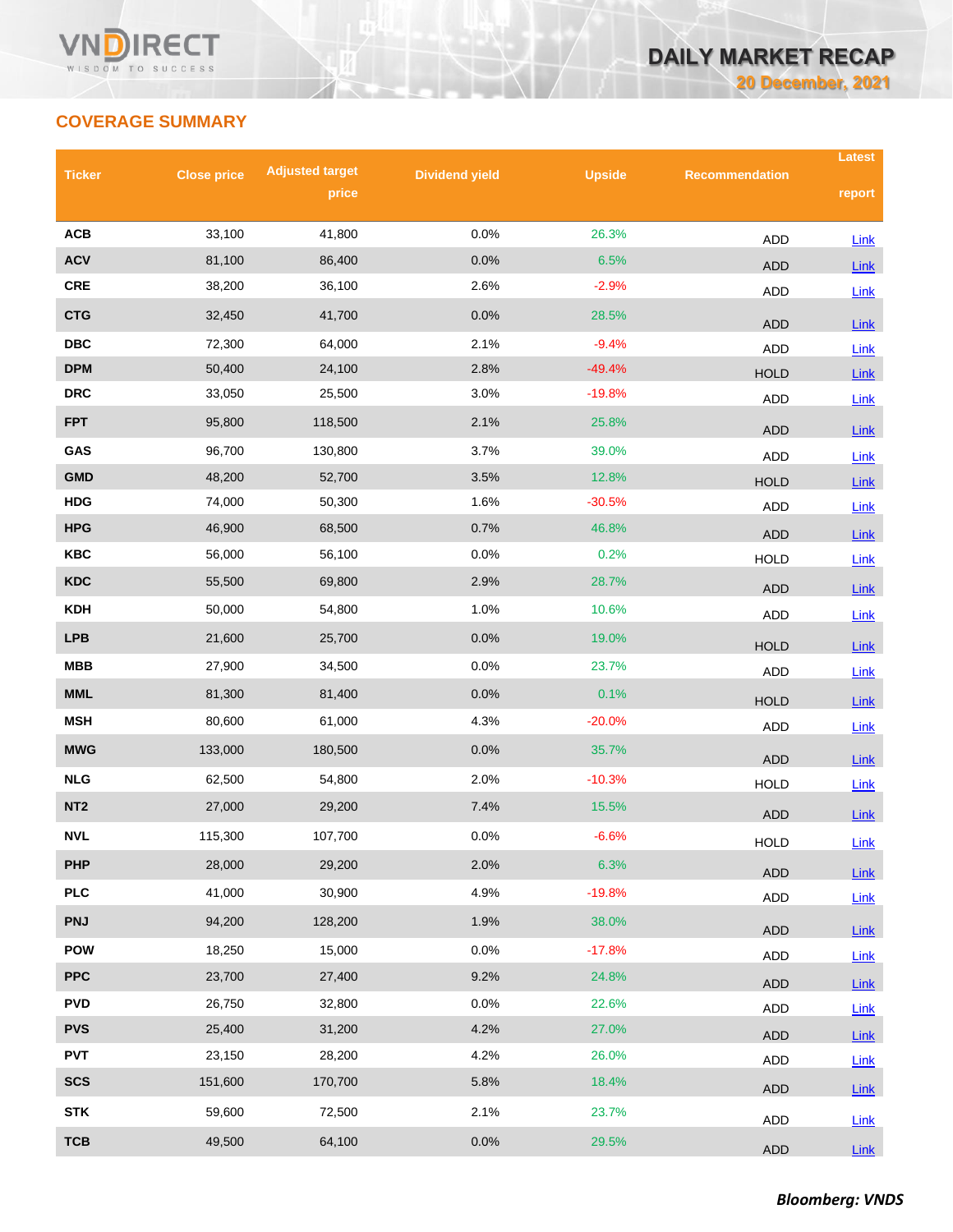## COVERAGE SUMMARY

| Ticker | Close price | Adjusted target price | Dividend yield | Upside | Recommendation | Latest report |
|---|---|---|---|---|---|---|
| ACB | 33,100 | 41,800 | 0.0% | 26.3% | ADD | Link |
| ACV | 81,100 | 86,400 | 0.0% | 6.5% | ADD | Link |
| CRE | 38,200 | 36,100 | 2.6% | -2.9% | ADD | Link |
| CTG | 32,450 | 41,700 | 0.0% | 28.5% | ADD | Link |
| DBC | 72,300 | 64,000 | 2.1% | -9.4% | ADD | Link |
| DPM | 50,400 | 24,100 | 2.8% | -49.4% | HOLD | Link |
| DRC | 33,050 | 25,500 | 3.0% | -19.8% | ADD | Link |
| FPT | 95,800 | 118,500 | 2.1% | 25.8% | ADD | Link |
| GAS | 96,700 | 130,800 | 3.7% | 39.0% | ADD | Link |
| GMD | 48,200 | 52,700 | 3.5% | 12.8% | HOLD | Link |
| HDG | 74,000 | 50,300 | 1.6% | -30.5% | ADD | Link |
| HPG | 46,900 | 68,500 | 0.7% | 46.8% | ADD | Link |
| KBC | 56,000 | 56,100 | 0.0% | 0.2% | HOLD | Link |
| KDC | 55,500 | 69,800 | 2.9% | 28.7% | ADD | Link |
| KDH | 50,000 | 54,800 | 1.0% | 10.6% | ADD | Link |
| LPB | 21,600 | 25,700 | 0.0% | 19.0% | HOLD | Link |
| MBB | 27,900 | 34,500 | 0.0% | 23.7% | ADD | Link |
| MML | 81,300 | 81,400 | 0.0% | 0.1% | HOLD | Link |
| MSH | 80,600 | 61,000 | 4.3% | -20.0% | ADD | Link |
| MWG | 133,000 | 180,500 | 0.0% | 35.7% | ADD | Link |
| NLG | 62,500 | 54,800 | 2.0% | -10.3% | HOLD | Link |
| NT2 | 27,000 | 29,200 | 7.4% | 15.5% | ADD | Link |
| NVL | 115,300 | 107,700 | 0.0% | -6.6% | HOLD | Link |
| PHP | 28,000 | 29,200 | 2.0% | 6.3% | ADD | Link |
| PLC | 41,000 | 30,900 | 4.9% | -19.8% | ADD | Link |
| PNJ | 94,200 | 128,200 | 1.9% | 38.0% | ADD | Link |
| POW | 18,250 | 15,000 | 0.0% | -17.8% | ADD | Link |
| PPC | 23,700 | 27,400 | 9.2% | 24.8% | ADD | Link |
| PVD | 26,750 | 32,800 | 0.0% | 22.6% | ADD | Link |
| PVS | 25,400 | 31,200 | 4.2% | 27.0% | ADD | Link |
| PVT | 23,150 | 28,200 | 4.2% | 26.0% | ADD | Link |
| SCS | 151,600 | 170,700 | 5.8% | 18.4% | ADD | Link |
| STK | 59,600 | 72,500 | 2.1% | 23.7% | ADD | Link |
| TCB | 49,500 | 64,100 | 0.0% | 29.5% | ADD | Link |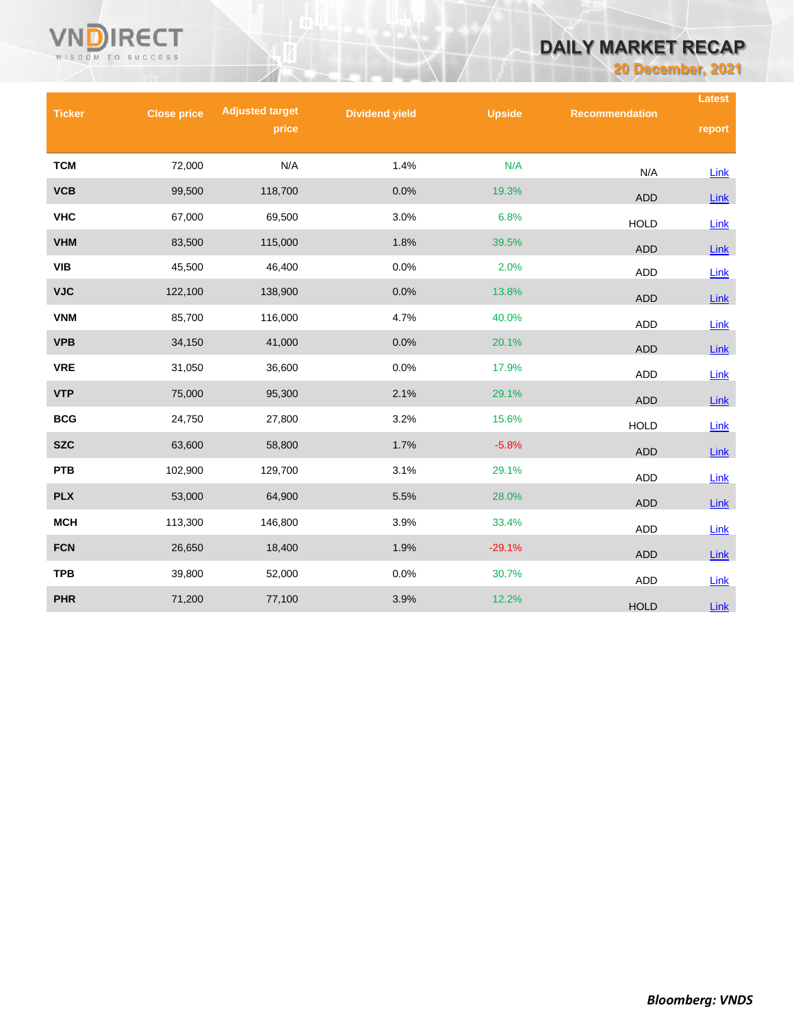| Ticker | Close price | Adjusted target price | Dividend yield | Upside | Recommendation | Latest report |
|---|---|---|---|---|---|---|
| TCM | 72,000 | N/A | 1.4% | N/A | N/A | Link |
| VCB | 99,500 | 118,700 | 0.0% | 19.3% | ADD | Link |
| VHC | 67,000 | 69,500 | 3.0% | 6.8% | HOLD | Link |
| VHM | 83,500 | 115,000 | 1.8% | 39.5% | ADD | Link |
| VIB | 45,500 | 46,400 | 0.0% | 2.0% | ADD | Link |
| VJC | 122,100 | 138,900 | 0.0% | 13.8% | ADD | Link |
| VNM | 85,700 | 116,000 | 4.7% | 40.0% | ADD | Link |
| VPB | 34,150 | 41,000 | 0.0% | 20.1% | ADD | Link |
| VRE | 31,050 | 36,600 | 0.0% | 17.9% | ADD | Link |
| VTP | 75,000 | 95,300 | 2.1% | 29.1% | ADD | Link |
| BCG | 24,750 | 27,800 | 3.2% | 15.6% | HOLD | Link |
| SZC | 63,600 | 58,800 | 1.7% | -5.8% | ADD | Link |
| PTB | 102,900 | 129,700 | 3.1% | 29.1% | ADD | Link |
| PLX | 53,000 | 64,900 | 5.5% | 28.0% | ADD | Link |
| MCH | 113,300 | 146,800 | 3.9% | 33.4% | ADD | Link |
| FCN | 26,650 | 18,400 | 1.9% | -29.1% | ADD | Link |
| TPB | 39,800 | 52,000 | 0.0% | 30.7% | ADD | Link |
| PHR | 71,200 | 77,100 | 3.9% | 12.2% | HOLD | Link |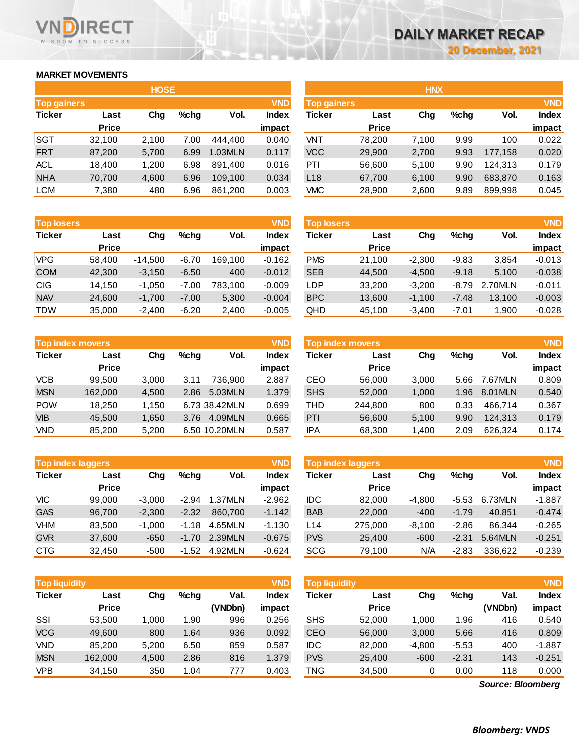# DAILY MARKET RECAP

20 December, 2021

## MARKET MOVEMENTS

### HOSE

| Top gainers | | | | | VND |
|---|---|---|---|---|---|
| Ticker | Last Price | Chg | %chg | Vol. | Index impact |
| SGT | 32,100 | 2,100 | 7.00 | 444,400 | 0.040 |
| FRT | 87,200 | 5,700 | 6.99 | 1.03MLN | 0.117 |
| ACL | 18,400 | 1,200 | 6.98 | 891,400 | 0.016 |
| NHA | 70,700 | 4,600 | 6.96 | 109,100 | 0.034 |
| LCM | 7,380 | 480 | 6.96 | 861,200 | 0.003 |

| Top losers | | | | | VND |
|---|---|---|---|---|---|
| Ticker | Last Price | Chg | %chg | Vol. | Index impact |
| VPG | 58,400 | -14,500 | -6.70 | 169,100 | -0.162 |
| COM | 42,300 | -3,150 | -6.50 | 400 | -0.012 |
| CIG | 14,150 | -1,050 | -7.00 | 783,100 | -0.009 |
| NAV | 24,600 | -1,700 | -7.00 | 5,300 | -0.004 |
| TDW | 35,000 | -2,400 | -6.20 | 2,400 | -0.005 |

| Top index movers | | | | | VND |
|---|---|---|---|---|---|
| Ticker | Last Price | Chg | %chg | Vol. | Index impact |
| VCB | 99,500 | 3,000 | 3.11 | 736,900 | 2.887 |
| MSN | 162,000 | 4,500 | 2.86 | 5.03MLN | 1.379 |
| POW | 18,250 | 1,150 | 6.73 | 38.42MLN | 0.699 |
| VIB | 45,500 | 1,650 | 3.76 | 4.09MLN | 0.665 |
| VND | 85,200 | 5,200 | 6.50 | 10.20MLN | 0.587 |

| Top index laggers | | | | | VND |
|---|---|---|---|---|---|
| Ticker | Last Price | Chg | %chg | Vol. | Index impact |
| VIC | 99,000 | -3,000 | -2.94 | 1.37MLN | -2.962 |
| GAS | 96,700 | -2,300 | -2.32 | 860,700 | -1.142 |
| VHM | 83,500 | -1,000 | -1.18 | 4.65MLN | -1.130 |
| GVR | 37,600 | -650 | -1.70 | 2.39MLN | -0.675 |
| CTG | 32,450 | -500 | -1.52 | 4.92MLN | -0.624 |

| Top liquidity | | | | | VND |
|---|---|---|---|---|---|
| Ticker | Last Price | Chg | %chg | Val. (VNDbn) | Index impact |
| SSI | 53,500 | 1,000 | 1.90 | 996 | 0.256 |
| VCG | 49,600 | 800 | 1.64 | 936 | 0.092 |
| VND | 85,200 | 5,200 | 6.50 | 859 | 0.587 |
| MSN | 162,000 | 4,500 | 2.86 | 816 | 1.379 |
| VPB | 34,150 | 350 | 1.04 | 777 | 0.403 |

### HNX

| Top gainers | | | | | VND |
|---|---|---|---|---|---|
| Ticker | Last Price | Chg | %chg | Vol. | Index impact |
| VNT | 78,200 | 7,100 | 9.99 | 100 | 0.022 |
| VCC | 29,900 | 2,700 | 9.93 | 177,158 | 0.020 |
| PTI | 56,600 | 5,100 | 9.90 | 124,313 | 0.179 |
| L18 | 67,700 | 6,100 | 9.90 | 683,870 | 0.163 |
| VMC | 28,900 | 2,600 | 9.89 | 899,998 | 0.045 |

| Top losers | | | | | VND |
|---|---|---|---|---|---|
| Ticker | Last Price | Chg | %chg | Vol. | Index impact |
| PMS | 21,100 | -2,300 | -9.83 | 3,854 | -0.013 |
| SEB | 44,500 | -4,500 | -9.18 | 5,100 | -0.038 |
| LDP | 33,200 | -3,200 | -8.79 | 2.70MLN | -0.011 |
| BPC | 13,600 | -1,100 | -7.48 | 13,100 | -0.003 |
| QHD | 45,100 | -3,400 | -7.01 | 1,900 | -0.028 |

| Top index movers | | | | | VND |
|---|---|---|---|---|---|
| Ticker | Last Price | Chg | %chg | Vol. | Index impact |
| CEO | 56,000 | 3,000 | 5.66 | 7.67MLN | 0.809 |
| SHS | 52,000 | 1,000 | 1.96 | 8.01MLN | 0.540 |
| THD | 244,800 | 800 | 0.33 | 466,714 | 0.367 |
| PTI | 56,600 | 5,100 | 9.90 | 124,313 | 0.179 |
| IPA | 68,300 | 1,400 | 2.09 | 626,324 | 0.174 |

| Top index laggers | | | | | VND |
|---|---|---|---|---|---|
| Ticker | Last Price | Chg | %chg | Vol. | Index impact |
| IDC | 82,000 | -4,800 | -5.53 | 6.73MLN | -1.887 |
| BAB | 22,000 | -400 | -1.79 | 40,851 | -0.474 |
| L14 | 275,000 | -8,100 | -2.86 | 86,344 | -0.265 |
| PVS | 25,400 | -600 | -2.31 | 5.64MLN | -0.251 |
| SCG | 79,100 | N/A | -2.83 | 336,622 | -0.239 |

| Top liquidity | | | | | VND |
|---|---|---|---|---|---|
| Ticker | Last Price | Chg | %chg | Val. (VNDbn) | Index impact |
| SHS | 52,000 | 1,000 | 1.96 | 416 | 0.540 |
| CEO | 56,000 | 3,000 | 5.66 | 416 | 0.809 |
| IDC | 82,000 | -4,800 | -5.53 | 400 | -1.887 |
| PVS | 25,400 | -600 | -2.31 | 143 | -0.251 |
| TNG | 34,500 | 0 | 0.00 | 118 | 0.000 |

***Source: Bloomberg***

***Bloomberg: VNDS***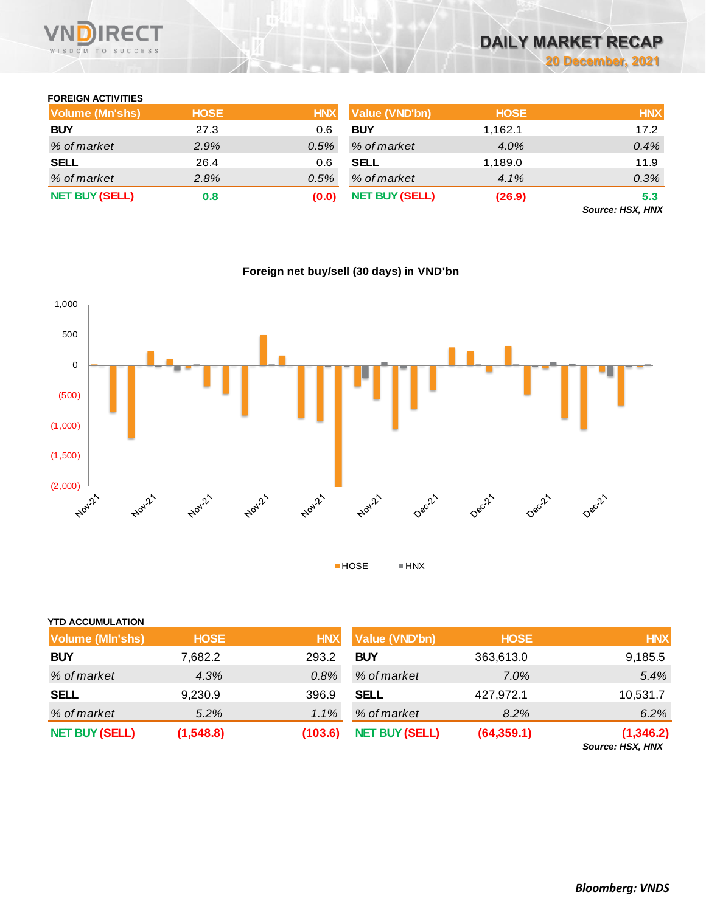# DAILY MARKET RECAP

**20 December, 2021**

### FOREIGN ACTIVITIES

| Volume (Mn'shs) | HOSE | HNX |
|---|---|---|
| **BUY** | 27.3 | 0.6 |
| *% of market* | *2.9%* | *0.5%* |
| **SELL** | 26.4 | 0.6 |
| *% of market* | *2.8%* | *0.5%* |
| **NET BUY (SELL)** | **0.8** | **(0.0)** |

| Value (VND'bn) | HOSE | HNX |
|---|---|---|
| **BUY** | 1,162.1 | 17.2 |
| *% of market* | *4.0%* | *0.4%* |
| **SELL** | 1,189.0 | 11.9 |
| *% of market* | *4.1%* | *0.3%* |
| **NET BUY (SELL)** | **(26.9)** | **5.3** |

***Source: HSX, HNX***

**Foreign net buy/sell (30 days) in VND'bn**

### YTD ACCUMULATION

| Volume (Mln'shs) | HOSE | HNX |
|---|---|---|
| **BUY** | 7,682.2 | 293.2 |
| *% of market* | *4.3%* | *0.8%* |
| **SELL** | 9,230.9 | 396.9 |
| *% of market* | *5.2%* | *1.1%* |
| **NET BUY (SELL)** | **(1,548.8)** | **(103.6)** |

| Value (VND'bn) | HOSE | HNX |
|---|---|---|
| **BUY** | 363,613.0 | 9,185.5 |
| *% of market* | *7.0%* | *5.4%* |
| **SELL** | 427,972.1 | 10,531.7 |
| *% of market* | *8.2%* | *6.2%* |
| **NET BUY (SELL)** | **(64,359.1)** | **(1,346.2)** |

***Source: HSX, HNX***

***Bloomberg: VNDS***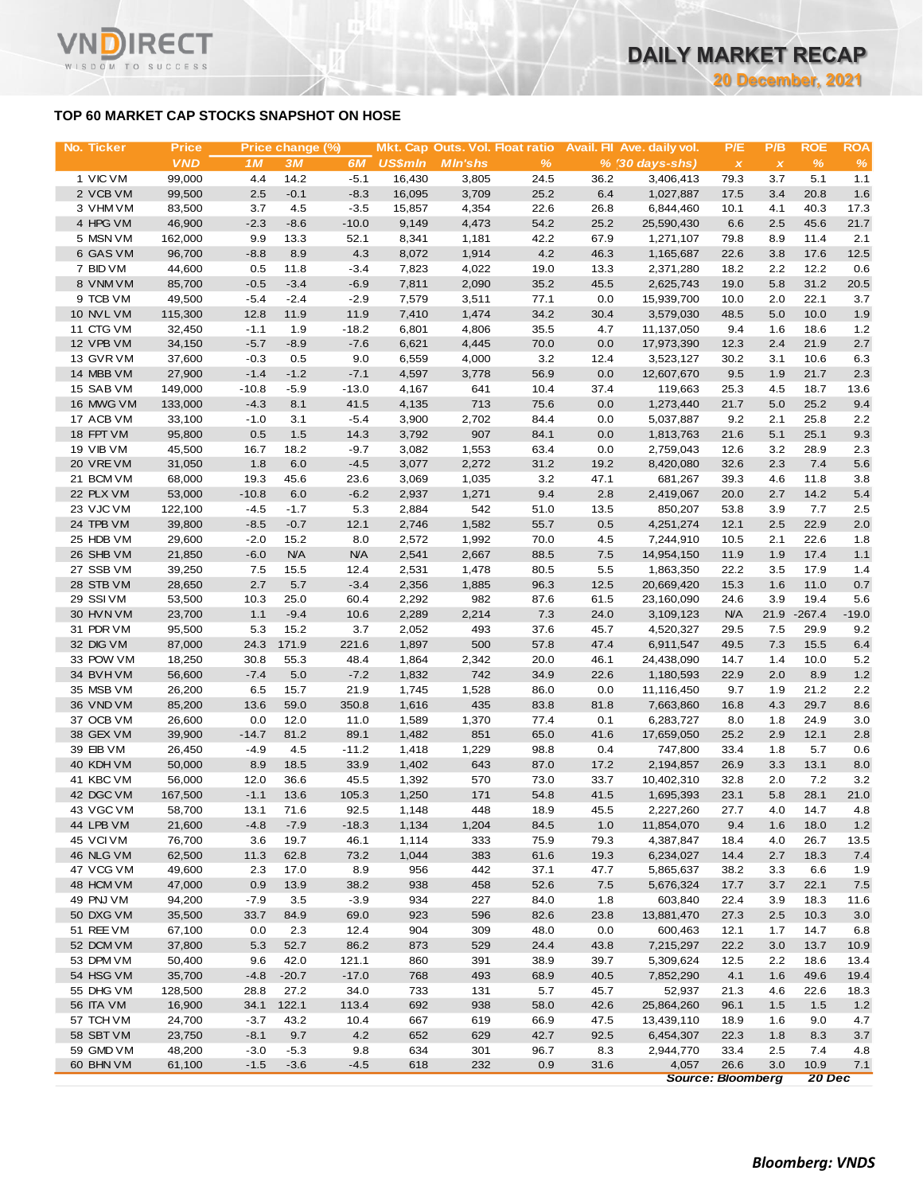## TOP 60 MARKET CAP STOCKS SNAPSHOT ON HOSE

| No. | Ticker | Price | Price change (%) | | | Mkt. Cap | Outs. Vol. | Float ratio | Avail. FII | Ave. daily vol. | P/E | P/B | ROE | ROA |
|---|---|---|---|---|---|---|---|---|---|---|---|---|---|---|
| | | VND | 1M | 3M | 6M | US$mln | Mln'shs | % | % | (30 days-shs) | x | x | % | % |
| 1 | VIC VM | 99,000 | 4.4 | 14.2 | -5.1 | 16,430 | 3,805 | 24.5 | 36.2 | 3,406,413 | 79.3 | 3.7 | 5.1 | 1.1 |
| 2 | VCB VM | 99,500 | 2.5 | -0.1 | -8.3 | 16,095 | 3,709 | 25.2 | 6.4 | 1,027,887 | 17.5 | 3.4 | 20.8 | 1.6 |
| 3 | VHM VM | 83,500 | 3.7 | 4.5 | -3.5 | 15,857 | 4,354 | 22.6 | 26.8 | 6,844,460 | 10.1 | 4.1 | 40.3 | 17.3 |
| 4 | HPG VM | 46,900 | -2.3 | -8.6 | -10.0 | 9,149 | 4,473 | 54.2 | 25.2 | 25,590,430 | 6.6 | 2.5 | 45.6 | 21.7 |
| 5 | MSN VM | 162,000 | 9.9 | 13.3 | 52.1 | 8,341 | 1,181 | 42.2 | 67.9 | 1,271,107 | 79.8 | 8.9 | 11.4 | 2.1 |
| 6 | GAS VM | 96,700 | -8.8 | 8.9 | 4.3 | 8,072 | 1,914 | 4.2 | 46.3 | 1,165,687 | 22.6 | 3.8 | 17.6 | 12.5 |
| 7 | BID VM | 44,600 | 0.5 | 11.8 | -3.4 | 7,823 | 4,022 | 19.0 | 13.3 | 2,371,280 | 18.2 | 2.2 | 12.2 | 0.6 |
| 8 | VNM VM | 85,700 | -0.5 | -3.4 | -6.9 | 7,811 | 2,090 | 35.2 | 45.5 | 2,625,743 | 19.0 | 5.8 | 31.2 | 20.5 |
| 9 | TCB VM | 49,500 | -5.4 | -2.4 | -2.9 | 7,579 | 3,511 | 77.1 | 0.0 | 15,939,700 | 10.0 | 2.0 | 22.1 | 3.7 |
| 10 | NVL VM | 115,300 | 12.8 | 11.9 | 11.9 | 7,410 | 1,474 | 34.2 | 30.4 | 3,579,030 | 48.5 | 5.0 | 10.0 | 1.9 |
| 11 | CTG VM | 32,450 | -1.1 | 1.9 | -18.2 | 6,801 | 4,806 | 35.5 | 4.7 | 11,137,050 | 9.4 | 1.6 | 18.6 | 1.2 |
| 12 | VPB VM | 34,150 | -5.7 | -8.9 | -7.6 | 6,621 | 4,445 | 70.0 | 0.0 | 17,973,390 | 12.3 | 2.4 | 21.9 | 2.7 |
| 13 | GVR VM | 37,600 | -0.3 | 0.5 | 9.0 | 6,559 | 4,000 | 3.2 | 12.4 | 3,523,127 | 30.2 | 3.1 | 10.6 | 6.3 |
| 14 | MBB VM | 27,900 | -1.4 | -1.2 | -7.1 | 4,597 | 3,778 | 56.9 | 0.0 | 12,607,670 | 9.5 | 1.9 | 21.7 | 2.3 |
| 15 | SAB VM | 149,000 | -10.8 | -5.9 | -13.0 | 4,167 | 641 | 10.4 | 37.4 | 119,663 | 25.3 | 4.5 | 18.7 | 13.6 |
| 16 | MWG VM | 133,000 | -4.3 | 8.1 | 41.5 | 4,135 | 713 | 75.6 | 0.0 | 1,273,440 | 21.7 | 5.0 | 25.2 | 9.4 |
| 17 | ACB VM | 33,100 | -1.0 | 3.1 | -5.4 | 3,900 | 2,702 | 84.4 | 0.0 | 5,037,887 | 9.2 | 2.1 | 25.8 | 2.2 |
| 18 | FPT VM | 95,800 | 0.5 | 1.5 | 14.3 | 3,792 | 907 | 84.1 | 0.0 | 1,813,763 | 21.6 | 5.1 | 25.1 | 9.3 |
| 19 | VIB VM | 45,500 | 16.7 | 18.2 | -9.7 | 3,082 | 1,553 | 63.4 | 0.0 | 2,759,043 | 12.6 | 3.2 | 28.9 | 2.3 |
| 20 | VRE VM | 31,050 | 1.8 | 6.0 | -4.5 | 3,077 | 2,272 | 31.2 | 19.2 | 8,420,080 | 32.6 | 2.3 | 7.4 | 5.6 |
| 21 | BCM VM | 68,000 | 19.3 | 45.6 | 23.6 | 3,069 | 1,035 | 3.2 | 47.1 | 681,267 | 39.3 | 4.6 | 11.8 | 3.8 |
| 22 | PLX VM | 53,000 | -10.8 | 6.0 | -6.2 | 2,937 | 1,271 | 9.4 | 2.8 | 2,419,067 | 20.0 | 2.7 | 14.2 | 5.4 |
| 23 | VJC VM | 122,100 | -4.5 | -1.7 | 5.3 | 2,884 | 542 | 51.0 | 13.5 | 850,207 | 53.8 | 3.9 | 7.7 | 2.5 |
| 24 | TPB VM | 39,800 | -8.5 | -0.7 | 12.1 | 2,746 | 1,582 | 55.7 | 0.5 | 4,251,274 | 12.1 | 2.5 | 22.9 | 2.0 |
| 25 | HDB VM | 29,600 | -2.0 | 15.2 | 8.0 | 2,572 | 1,992 | 70.0 | 4.5 | 7,244,910 | 10.5 | 2.1 | 22.6 | 1.8 |
| 26 | SHB VM | 21,850 | -6.0 | N/A | N/A | 2,541 | 2,667 | 88.5 | 7.5 | 14,954,150 | 11.9 | 1.9 | 17.4 | 1.1 |
| 27 | SSB VM | 39,250 | 7.5 | 15.5 | 12.4 | 2,531 | 1,478 | 80.5 | 5.5 | 1,863,350 | 22.2 | 3.5 | 17.9 | 1.4 |
| 28 | STB VM | 28,650 | 2.7 | 5.7 | -3.4 | 2,356 | 1,885 | 96.3 | 12.5 | 20,669,420 | 15.3 | 1.6 | 11.0 | 0.7 |
| 29 | SSI VM | 53,500 | 10.3 | 25.0 | 60.4 | 2,292 | 982 | 87.6 | 61.5 | 23,160,090 | 24.6 | 3.9 | 19.4 | 5.6 |
| 30 | HVN VM | 23,700 | 1.1 | -9.4 | 10.6 | 2,289 | 2,214 | 7.3 | 24.0 | 3,109,123 | N/A | 21.9 | -267.4 | -19.0 |
| 31 | PDR VM | 95,500 | 5.3 | 15.2 | 3.7 | 2,052 | 493 | 37.6 | 45.7 | 4,520,327 | 29.5 | 7.5 | 29.9 | 9.2 |
| 32 | DIG VM | 87,000 | 24.3 | 171.9 | 221.6 | 1,897 | 500 | 57.8 | 47.4 | 6,911,547 | 49.5 | 7.3 | 15.5 | 6.4 |
| 33 | POW VM | 18,250 | 30.8 | 55.3 | 48.4 | 1,864 | 2,342 | 20.0 | 46.1 | 24,438,090 | 14.7 | 1.4 | 10.0 | 5.2 |
| 34 | BVH VM | 56,600 | -7.4 | 5.0 | -7.2 | 1,832 | 742 | 34.9 | 22.6 | 1,180,593 | 22.9 | 2.0 | 8.9 | 1.2 |
| 35 | MSB VM | 26,200 | 6.5 | 15.7 | 21.9 | 1,745 | 1,528 | 86.0 | 0.0 | 11,116,450 | 9.7 | 1.9 | 21.2 | 2.2 |
| 36 | VND VM | 85,200 | 13.6 | 59.0 | 350.8 | 1,616 | 435 | 83.8 | 81.8 | 7,663,860 | 16.8 | 4.3 | 29.7 | 8.6 |
| 37 | OCB VM | 26,600 | 0.0 | 12.0 | 11.0 | 1,589 | 1,370 | 77.4 | 0.1 | 6,283,727 | 8.0 | 1.8 | 24.9 | 3.0 |
| 38 | GEX VM | 39,900 | -14.7 | 81.2 | 89.1 | 1,482 | 851 | 65.0 | 41.6 | 17,659,050 | 25.2 | 2.9 | 12.1 | 2.8 |
| 39 | EIB VM | 26,450 | -4.9 | 4.5 | -11.2 | 1,418 | 1,229 | 98.8 | 0.4 | 747,800 | 33.4 | 1.8 | 5.7 | 0.6 |
| 40 | KDH VM | 50,000 | 8.9 | 18.5 | 33.9 | 1,402 | 643 | 87.0 | 17.2 | 2,194,857 | 26.9 | 3.3 | 13.1 | 8.0 |
| 41 | KBC VM | 56,000 | 12.0 | 36.6 | 45.5 | 1,392 | 570 | 73.0 | 33.7 | 10,402,310 | 32.8 | 2.0 | 7.2 | 3.2 |
| 42 | DGC VM | 167,500 | -1.1 | 13.6 | 105.3 | 1,250 | 171 | 54.8 | 41.5 | 1,695,393 | 23.1 | 5.8 | 28.1 | 21.0 |
| 43 | VGC VM | 58,700 | 13.1 | 71.6 | 92.5 | 1,148 | 448 | 18.9 | 45.5 | 2,227,260 | 27.7 | 4.0 | 14.7 | 4.8 |
| 44 | LPB VM | 21,600 | -4.8 | -7.9 | -18.3 | 1,134 | 1,204 | 84.5 | 1.0 | 11,854,070 | 9.4 | 1.6 | 18.0 | 1.2 |
| 45 | VCI VM | 76,700 | 3.6 | 19.7 | 46.1 | 1,114 | 333 | 75.9 | 79.3 | 4,387,847 | 18.4 | 4.0 | 26.7 | 13.5 |
| 46 | NLG VM | 62,500 | 11.3 | 62.8 | 73.2 | 1,044 | 383 | 61.6 | 19.3 | 6,234,027 | 14.4 | 2.7 | 18.3 | 7.4 |
| 47 | VCG VM | 49,600 | 2.3 | 17.0 | 8.9 | 956 | 442 | 37.1 | 47.7 | 5,865,637 | 38.2 | 3.3 | 6.6 | 1.9 |
| 48 | HCM VM | 47,000 | 0.9 | 13.9 | 38.2 | 938 | 458 | 52.6 | 7.5 | 5,676,324 | 17.7 | 3.7 | 22.1 | 7.5 |
| 49 | PNJ VM | 94,200 | -7.9 | 3.5 | -3.9 | 934 | 227 | 84.0 | 1.8 | 603,840 | 22.4 | 3.9 | 18.3 | 11.6 |
| 50 | DXG VM | 35,500 | 33.7 | 84.9 | 69.0 | 923 | 596 | 82.6 | 23.8 | 13,881,470 | 27.3 | 2.5 | 10.3 | 3.0 |
| 51 | REE VM | 67,100 | 0.0 | 2.3 | 12.4 | 904 | 309 | 48.0 | 0.0 | 600,463 | 12.1 | 1.7 | 14.7 | 6.8 |
| 52 | DCM VM | 37,800 | 5.3 | 52.7 | 86.2 | 873 | 529 | 24.4 | 43.8 | 7,215,297 | 22.2 | 3.0 | 13.7 | 10.9 |
| 53 | DPM VM | 50,400 | 9.6 | 42.0 | 121.1 | 860 | 391 | 38.9 | 39.7 | 5,309,624 | 12.5 | 2.2 | 18.6 | 13.4 |
| 54 | HSG VM | 35,700 | -4.8 | -20.7 | -17.0 | 768 | 493 | 68.9 | 40.5 | 7,852,290 | 4.1 | 1.6 | 49.6 | 19.4 |
| 55 | DHG VM | 128,500 | 28.8 | 27.2 | 34.0 | 733 | 131 | 5.7 | 45.7 | 52,937 | 21.3 | 4.6 | 22.6 | 18.3 |
| 56 | ITA VM | 16,900 | 34.1 | 122.1 | 113.4 | 692 | 938 | 58.0 | 42.6 | 25,864,260 | 96.1 | 1.5 | 1.5 | 1.2 |
| 57 | TCH VM | 24,700 | -3.7 | 43.2 | 10.4 | 667 | 619 | 66.9 | 47.5 | 13,439,110 | 18.9 | 1.6 | 9.0 | 4.7 |
| 58 | SBT VM | 23,750 | -8.1 | 9.7 | 4.2 | 652 | 629 | 42.7 | 92.5 | 6,454,307 | 22.3 | 1.8 | 8.3 | 3.7 |
| 59 | GMD VM | 48,200 | -3.0 | -5.3 | 9.8 | 634 | 301 | 96.7 | 8.3 | 2,944,770 | 33.4 | 2.5 | 7.4 | 4.8 |
| 60 | BHN VM | 61,100 | -1.5 | -3.6 | -4.5 | 618 | 232 | 0.9 | 31.6 | 4,057 | 26.6 | 3.0 | 10.9 | 7.1 |

*Source: Bloomberg* *20 Dec*

***Bloomberg: VNDS***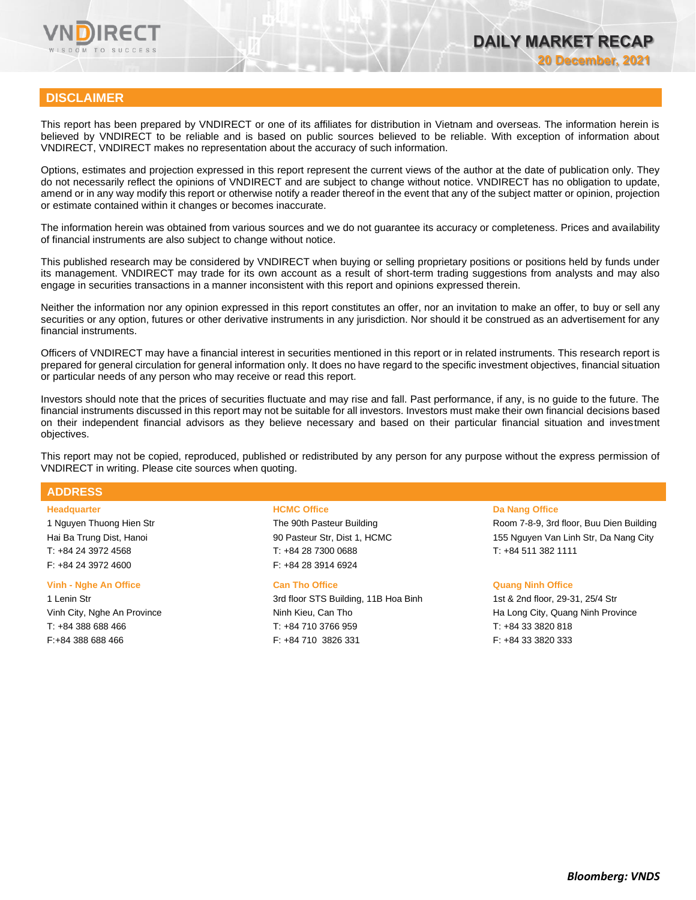## DISCLAIMER

This report has been prepared by VNDIRECT or one of its affiliates for distribution in Vietnam and overseas. The information herein is believed by VNDIRECT to be reliable and is based on public sources believed to be reliable. With exception of information about VNDIRECT, VNDIRECT makes no representation about the accuracy of such information.

Options, estimates and projection expressed in this report represent the current views of the author at the date of publication only. They do not necessarily reflect the opinions of VNDIRECT and are subject to change without notice. VNDIRECT has no obligation to update, amend or in any way modify this report or otherwise notify a reader thereof in the event that any of the subject matter or opinion, projection or estimate contained within it changes or becomes inaccurate.

The information herein was obtained from various sources and we do not guarantee its accuracy or completeness. Prices and availability of financial instruments are also subject to change without notice.

This published research may be considered by VNDIRECT when buying or selling proprietary positions or positions held by funds under its management. VNDIRECT may trade for its own account as a result of short-term trading suggestions from analysts and may also engage in securities transactions in a manner inconsistent with this report and opinions expressed therein.

Neither the information nor any opinion expressed in this report constitutes an offer, nor an invitation to make an offer, to buy or sell any securities or any option, futures or other derivative instruments in any jurisdiction. Nor should it be construed as an advertisement for any financial instruments.

Officers of VNDIRECT may have a financial interest in securities mentioned in this report or in related instruments. This research report is prepared for general circulation for general information only. It does no have regard to the specific investment objectives, financial situation or particular needs of any person who may receive or read this report.

Investors should note that the prices of securities fluctuate and may rise and fall. Past performance, if any, is no guide to the future. The financial instruments discussed in this report may not be suitable for all investors. Investors must make their own financial decisions based on their independent financial advisors as they believe necessary and based on their particular financial situation and investment objectives.

This report may not be copied, reproduced, published or redistributed by any person for any purpose without the express permission of VNDIRECT in writing. Please cite sources when quoting.

## ADDRESS

**Headquarter**
1 Nguyen Thuong Hien Str
Hai Ba Trung Dist, Hanoi
T: +84 24 3972 4568
F: +84 24 3972 4600

**HCMC Office**
The 90th Pasteur Building
90 Pasteur Str, Dist 1, HCMC
T: +84 28 7300 0688
F: +84 28 3914 6924

**Da Nang Office**
Room 7-8-9, 3rd floor, Buu Dien Building
155 Nguyen Van Linh Str, Da Nang City
T: +84 511 382 1111

**Vinh - Nghe An Office**
1 Lenin Str
Vinh City, Nghe An Province
T: +84 388 688 466
F:+84 388 688 466

**Can Tho Office**
3rd floor STS Building, 11B Hoa Binh
Ninh Kieu, Can Tho
T: +84 710 3766 959
F: +84 710 3826 331

**Quang Ninh Office**
1st & 2nd floor, 29-31, 25/4 Str
Ha Long City, Quang Ninh Province
T: +84 33 3820 818
F: +84 33 3820 333

***Bloomberg: VNDS***